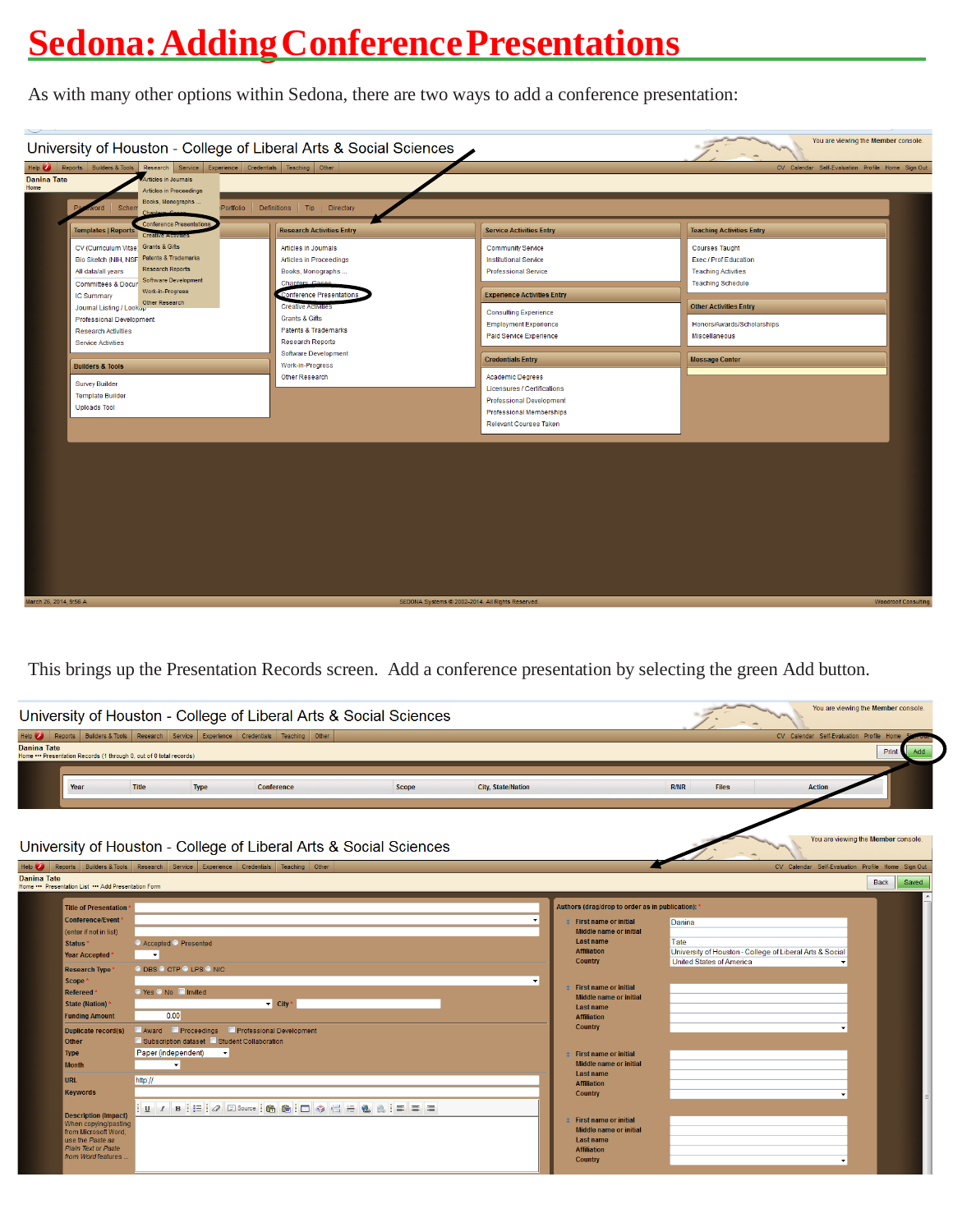# Sedona: Adding Conference Presentations

As with many other options within Sedona, there are two ways to add a conference presentation:

This brings up the Presentation Records screen. Add a conference presentation by selecting the green Add button.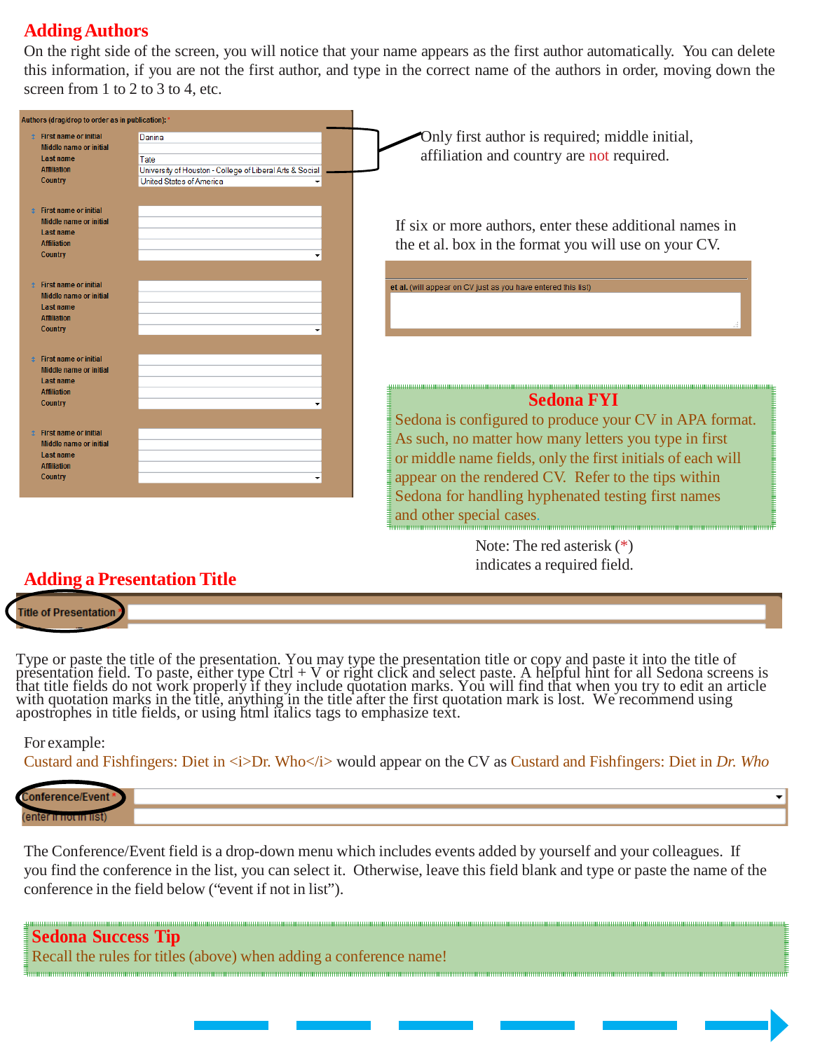## Adding Authors

On the right side of the screen, you will notice that your name appears as the first author automatically. You can delete this information, if you are not the first author, and type in the correct name of the authors in order, moving down the screen from 1 to 2 to 3 to 4, etc.

Authors (drag/drop to order as in publication): *

| | |
|---|---|
| First name or initial | Danina |
| Middle name or initial | |
| Last name | Tate |
| Affiliation | University of Houston - College of Liberal Arts & Social |
| Country | United States of America |

Only first author is required; middle initial, affiliation and country are not required.

If six or more authors, enter these additional names in the et al. box in the format you will use on your CV.

et al. (will appear on CV just as you have entered this list)

### Sedona FYI

Sedona is configured to produce your CV in APA format. As such, no matter how many letters you type in first or middle name fields, only the first initials of each will appear on the rendered CV. Refer to the tips within Sedona for handling hyphenated testing first names and other special cases.

Note: The red asterisk (*) indicates a required field.

## Adding a Presentation Title

Title of Presentation *

Type or paste the title of the presentation. You may type the presentation title or copy and paste it into the title of presentation field. To paste, either type Ctrl + V or right click and select paste. A helpful hint for all Sedona screens is that title fields do not work properly if they include quotation marks. You will find that when you try to edit an article with quotation marks in the title, anything in the title after the first quotation mark is lost. We recommend using apostrophes in title fields, or using html italics tags to emphasize text.

For example:
Custard and Fishfingers: Diet in <i>Dr. Who</i> would appear on the CV as Custard and Fishfingers: Diet in *Dr. Who*

Conference/Event *
(enter if not in list)

The Conference/Event field is a drop-down menu which includes events added by yourself and your colleagues. If you find the conference in the list, you can select it. Otherwise, leave this field blank and type or paste the name of the conference in the field below ("event if not in list").

### Sedona Success Tip

Recall the rules for titles (above) when adding a conference name!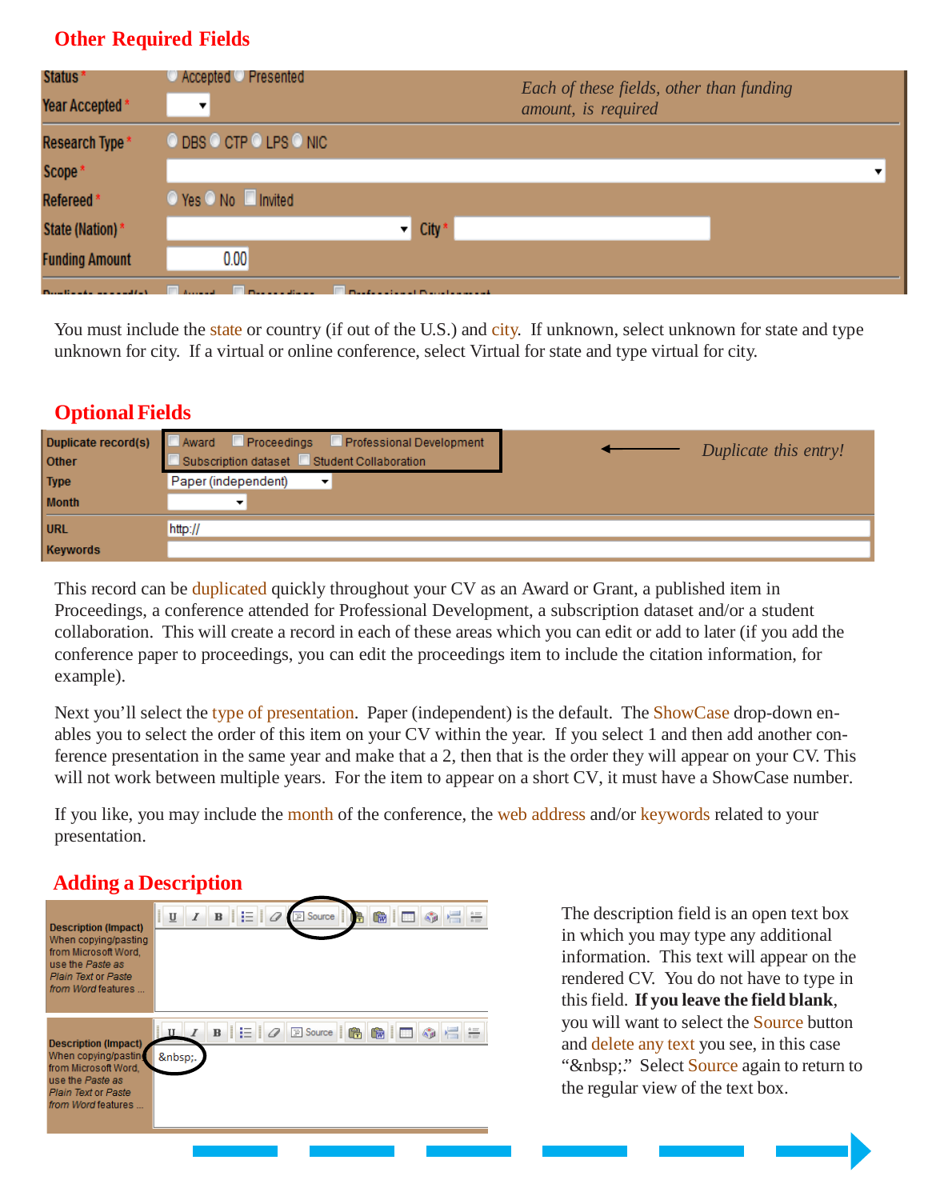## Other Required Fields

*Each of these fields, other than funding amount, is required*

You must include the state or country (if out of the U.S.) and city. If unknown, select unknown for state and type unknown for city. If a virtual or online conference, select Virtual for state and type virtual for city.

## Optional Fields

*Duplicate this entry!*

This record can be duplicated quickly throughout your CV as an Award or Grant, a published item in Proceedings, a conference attended for Professional Development, a subscription dataset and/or a student collaboration. This will create a record in each of these areas which you can edit or add to later (if you add the conference paper to proceedings, you can edit the proceedings item to include the citation information, for example).

Next you'll select the type of presentation. Paper (independent) is the default. The ShowCase drop-down enables you to select the order of this item on your CV within the year. If you select 1 and then add another conference presentation in the same year and make that a 2, then that is the order they will appear on your CV. This will not work between multiple years. For the item to appear on a short CV, it must have a ShowCase number.

If you like, you may include the month of the conference, the web address and/or keywords related to your presentation.

## Adding a Description

The description field is an open text box in which you may type any additional information. This text will appear on the rendered CV. You do not have to type in this field. **If you leave the field blank**, you will want to select the Source button and delete any text you see, in this case "&nbsp;." Select Source again to return to the regular view of the text box.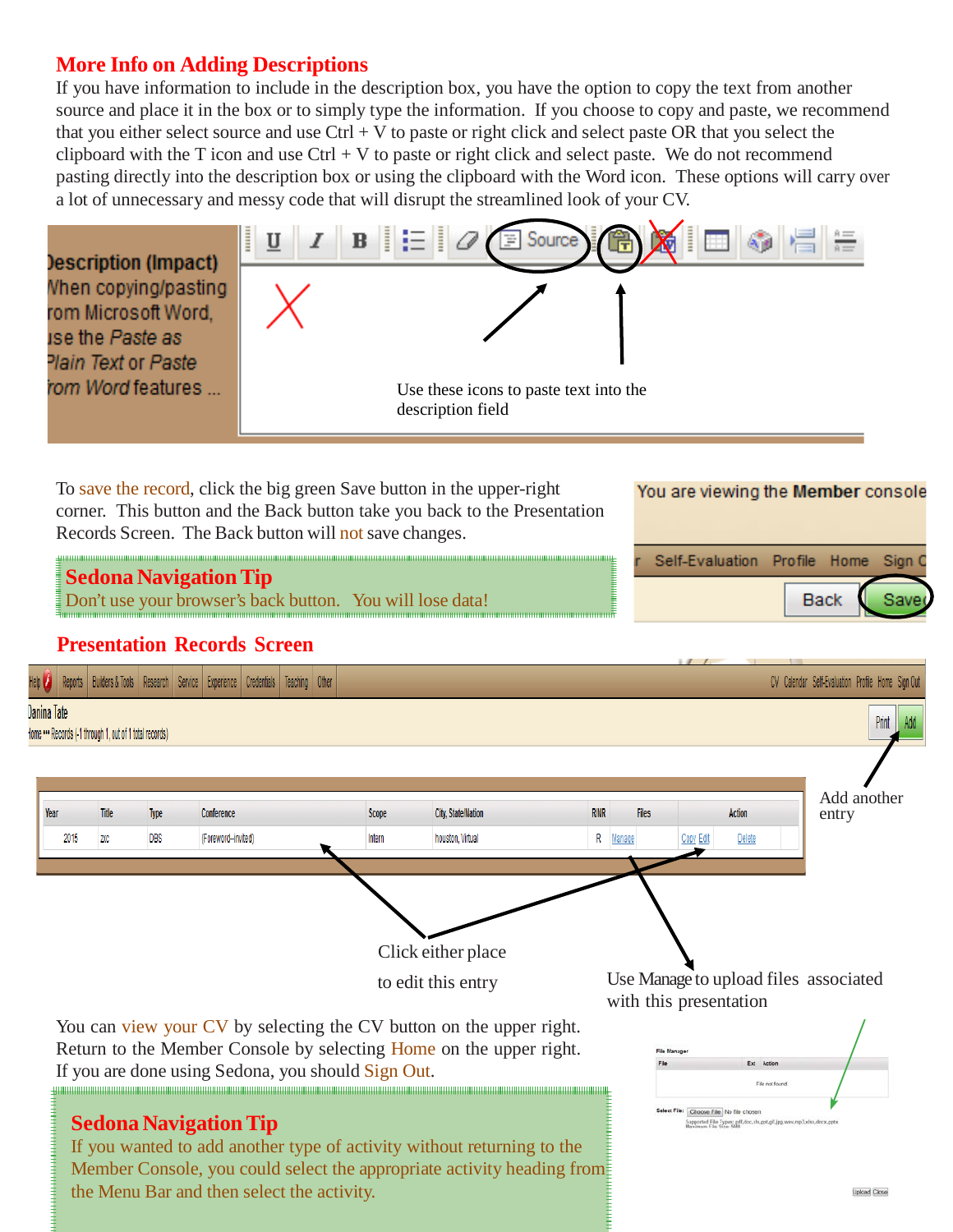## More Info on Adding Descriptions

If you have information to include in the description box, you have the option to copy the text from another source and place it in the box or to simply type the information. If you choose to copy and paste, we recommend that you either select source and use Ctrl + V to paste or right click and select paste OR that you select the clipboard with the T icon and use Ctrl + V to paste or right click and select paste. We do not recommend pasting directly into the description box or using the clipboard with the Word icon. These options will carry over a lot of unnecessary and messy code that will disrupt the streamlined look of your CV.

Description (Impact)
When copying/pasting from Microsoft Word, use the *Paste as Plain Text* or *Paste from Word* features ...

Source

Use these icons to paste text into the description field

To save the record, click the big green Save button in the upper-right corner. This button and the Back button take you back to the Presentation Records Screen. The Back button will not save changes.

You are viewing the **Member** console

Self-Evaluation Profile Home Sign O

Back Save

### Sedona Navigation Tip

Don't use your browser's back button. You will lose data!

## Presentation Records Screen

Help Reports Builders & Tools Research Service Experience Credentials Teaching Other

CV Calendar Self-Evaluation Profile Home Sign Out

Danina Tate

Home ••• Records (~1 through 1, out of 1 total records)

Print Add

Add another entry

| Year | Title | Type | Conference | Scope | City, State/Nation | R/NR | Files | Action | |
|---|---|---|---|---|---|---|---|---|---|
| 2015 | zxc | DBS | (Foreword–invited) | Intern | houston, Virtual | R | Manage | Copy Edit | Delete |

Click either place to edit this entry

Use Manage to upload files associated with this presentation

You can view your CV by selecting the CV button on the upper right. Return to the Member Console by selecting Home on the upper right. If you are done using Sedona, you should Sign Out.

### Sedona Navigation Tip

If you wanted to add another type of activity without returning to the Member Console, you could select the appropriate activity heading from the Menu Bar and then select the activity.

File Manager

File Ext Action

File not found

Select File: Choose File No file chosen

Upload Close